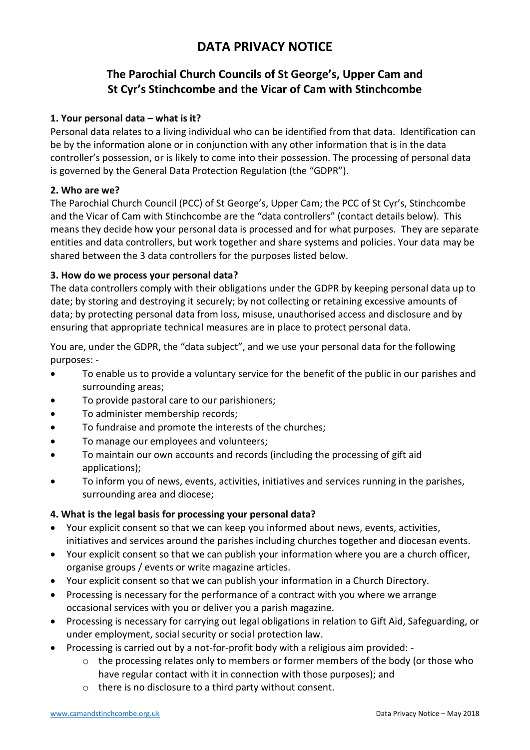# DATA PRIVACY NOTICE

## The Parochial Church Councils of St George's, Upper Cam and St Cyr's Stinchcombe and the Vicar of Cam with Stinchcombe

### 1. Your personal data – what is it?

Personal data relates to a living individual who can be identified from that data. Identification can be by the information alone or in conjunction with any other information that is in the data controller's possession, or is likely to come into their possession. The processing of personal data is governed by the General Data Protection Regulation (the "GDPR").

### 2. Who are we?

The Parochial Church Council (PCC) of St George's, Upper Cam; the PCC of St Cyr's, Stinchcombe and the Vicar of Cam with Stinchcombe are the "data controllers" (contact details below). This means they decide how your personal data is processed and for what purposes. They are separate entities and data controllers, but work together and share systems and policies. Your data may be shared between the 3 data controllers for the purposes listed below.

### 3. How do we process your personal data?

The data controllers comply with their obligations under the GDPR by keeping personal data up to date; by storing and destroying it securely; by not collecting or retaining excessive amounts of data; by protecting personal data from loss, misuse, unauthorised access and disclosure and by ensuring that appropriate technical measures are in place to protect personal data.

You are, under the GDPR, the "data subject", and we use your personal data for the following purposes: -

- To enable us to provide a voluntary service for the benefit of the public in our parishes and surrounding areas;
- To provide pastoral care to our parishioners;
- To administer membership records;
- To fundraise and promote the interests of the churches;
- To manage our employees and volunteers;
- To maintain our own accounts and records (including the processing of gift aid applications);
- To inform you of news, events, activities, initiatives and services running in the parishes, surrounding area and diocese;

### 4. What is the legal basis for processing your personal data?

- Your explicit consent so that we can keep you informed about news, events, activities, initiatives and services around the parishes including churches together and diocesan events.
- Your explicit consent so that we can publish your information where you are a church officer, organise groups / events or write magazine articles.
- Your explicit consent so that we can publish your information in a Church Directory.
- Processing is necessary for the performance of a contract with you where we arrange occasional services with you or deliver you a parish magazine.
- Processing is necessary for carrying out legal obligations in relation to Gift Aid, Safeguarding, or under employment, social security or social protection law.
- Processing is carried out by a not-for-profit body with a religious aim provided: -
  - the processing relates only to members or former members of the body (or those who have regular contact with it in connection with those purposes); and
  - there is no disclosure to a third party without consent.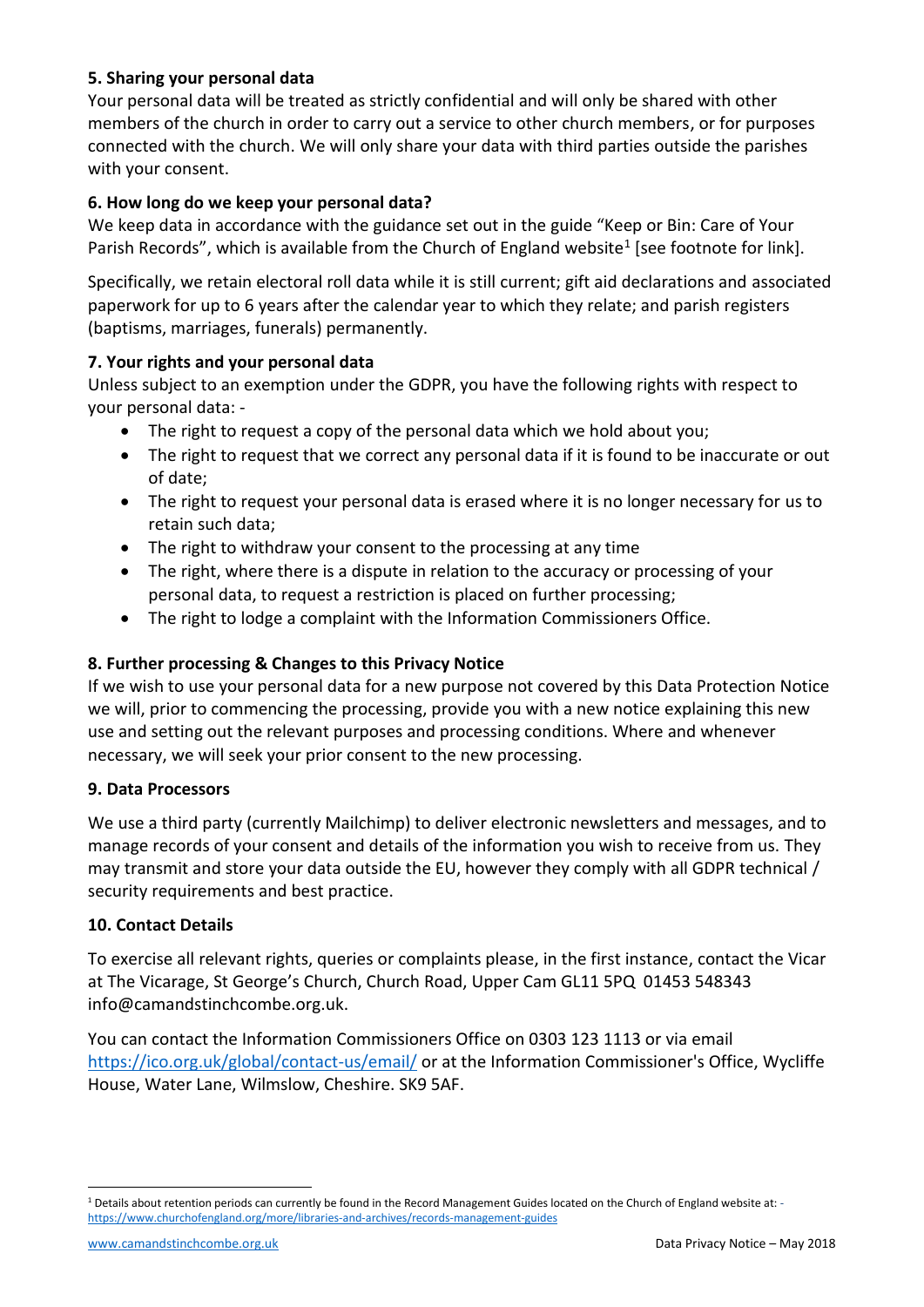### 5. Sharing your personal data

Your personal data will be treated as strictly confidential and will only be shared with other members of the church in order to carry out a service to other church members, or for purposes connected with the church. We will only share your data with third parties outside the parishes with your consent.

### 6. How long do we keep your personal data?

We keep data in accordance with the guidance set out in the guide "Keep or Bin: Care of Your Parish Records", which is available from the Church of England website[1] [see footnote for link].

Specifically, we retain electoral roll data while it is still current; gift aid declarations and associated paperwork for up to 6 years after the calendar year to which they relate; and parish registers (baptisms, marriages, funerals) permanently.

### 7. Your rights and your personal data

Unless subject to an exemption under the GDPR, you have the following rights with respect to your personal data: -

- The right to request a copy of the personal data which we hold about you;
- The right to request that we correct any personal data if it is found to be inaccurate or out of date;
- The right to request your personal data is erased where it is no longer necessary for us to retain such data;
- The right to withdraw your consent to the processing at any time
- The right, where there is a dispute in relation to the accuracy or processing of your personal data, to request a restriction is placed on further processing;
- The right to lodge a complaint with the Information Commissioners Office.

### 8. Further processing & Changes to this Privacy Notice

If we wish to use your personal data for a new purpose not covered by this Data Protection Notice we will, prior to commencing the processing, provide you with a new notice explaining this new use and setting out the relevant purposes and processing conditions. Where and whenever necessary, we will seek your prior consent to the new processing.

### 9. Data Processors

We use a third party (currently Mailchimp) to deliver electronic newsletters and messages, and to manage records of your consent and details of the information you wish to receive from us. They may transmit and store your data outside the EU, however they comply with all GDPR technical / security requirements and best practice.

### 10. Contact Details

To exercise all relevant rights, queries or complaints please, in the first instance, contact the Vicar at The Vicarage, St George's Church, Church Road, Upper Cam GL11 5PQ 01453 548343 info@camandstinchcombe.org.uk.

You can contact the Information Commissioners Office on 0303 123 1113 or via email https://ico.org.uk/global/contact-us/email/ or at the Information Commissioner's Office, Wycliffe House, Water Lane, Wilmslow, Cheshire. SK9 5AF.

---

[1] Details about retention periods can currently be found in the Record Management Guides located on the Church of England website at: - https://www.churchofengland.org/more/libraries-and-archives/records-management-guides